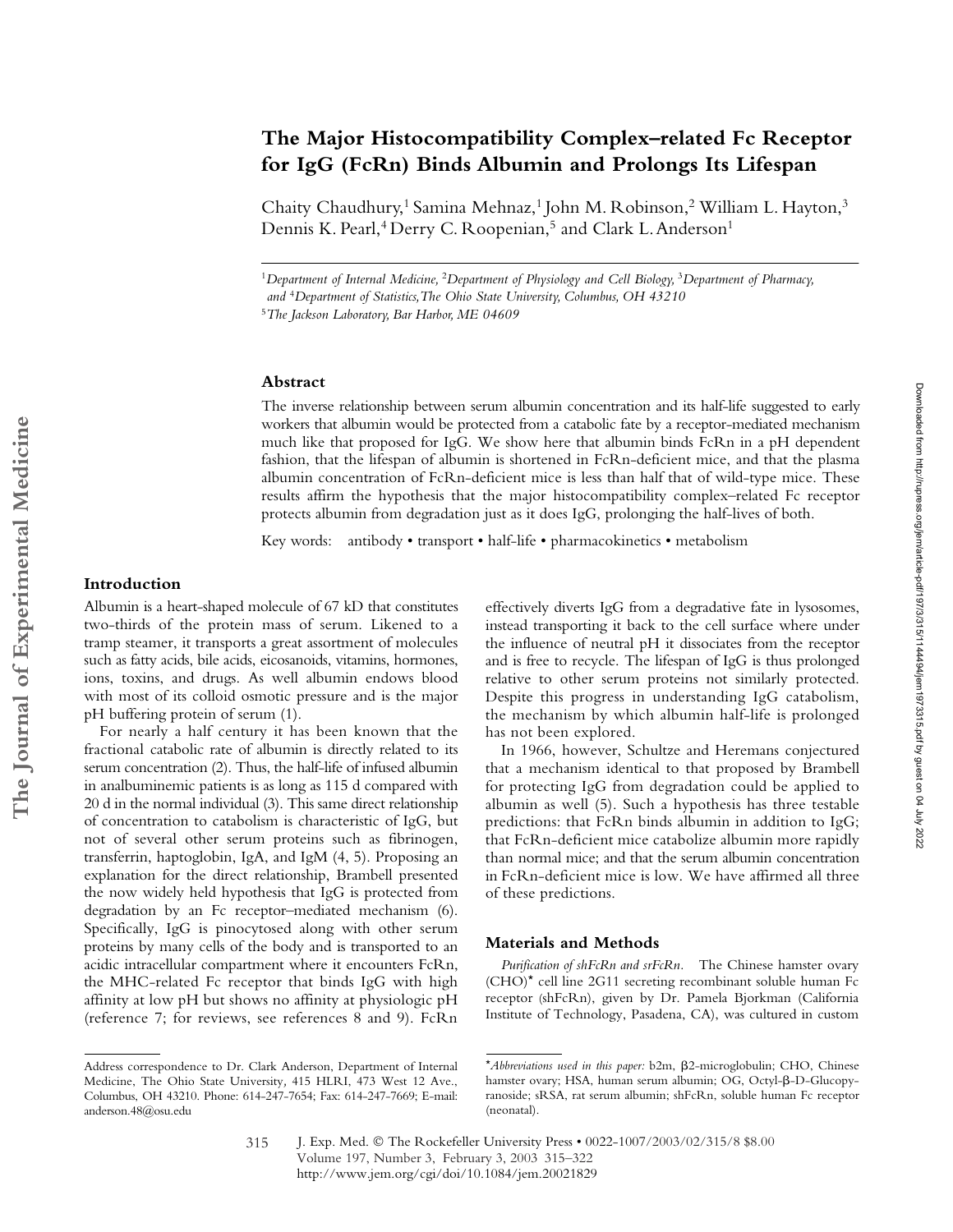# The Major Histocompatibility Complex–related Fc Receptor for IgG (FcRn) Binds Albumin and Prolongs Its Lifespan

Chaity Chaudhury,[1] Samina Mehnaz,[1] John M. Robinson,[2] William L. Hayton,[3] Dennis K. Pearl,[4] Derry C. Roopenian,[5] and Clark L. Anderson[1]

[1]*Department of Internal Medicine,* [2]*Department of Physiology and Cell Biology,* [3]*Department of Pharmacy, and* [4]*Department of Statistics, The Ohio State University, Columbus, OH 43210*

[5]*The Jackson Laboratory, Bar Harbor, ME 04609*

## Abstract

The inverse relationship between serum albumin concentration and its half-life suggested to early workers that albumin would be protected from a catabolic fate by a receptor-mediated mechanism much like that proposed for IgG. We show here that albumin binds FcRn in a pH dependent fashion, that the lifespan of albumin is shortened in FcRn-deficient mice, and that the plasma albumin concentration of FcRn-deficient mice is less than half that of wild-type mice. These results affirm the hypothesis that the major histocompatibility complex–related Fc receptor protects albumin from degradation just as it does IgG, prolonging the half-lives of both.

Key words: antibody • transport • half-life • pharmacokinetics • metabolism

## Introduction

Albumin is a heart-shaped molecule of 67 kD that constitutes two-thirds of the protein mass of serum. Likened to a tramp steamer, it transports a great assortment of molecules such as fatty acids, bile acids, eicosanoids, vitamins, hormones, ions, toxins, and drugs. As well albumin endows blood with most of its colloid osmotic pressure and is the major pH buffering protein of serum (1).

For nearly a half century it has been known that the fractional catabolic rate of albumin is directly related to its serum concentration (2). Thus, the half-life of infused albumin in analbuminemic patients is as long as 115 d compared with 20 d in the normal individual (3). This same direct relationship of concentration to catabolism is characteristic of IgG, but not of several other serum proteins such as fibrinogen, transferrin, haptoglobin, IgA, and IgM (4, 5). Proposing an explanation for the direct relationship, Brambell presented the now widely held hypothesis that IgG is protected from degradation by an Fc receptor–mediated mechanism (6). Specifically, IgG is pinocytosed along with other serum proteins by many cells of the body and is transported to an acidic intracellular compartment where it encounters FcRn, the MHC-related Fc receptor that binds IgG with high affinity at low pH but shows no affinity at physiologic pH (reference 7; for reviews, see references 8 and 9). FcRn effectively diverts IgG from a degradative fate in lysosomes, instead transporting it back to the cell surface where under the influence of neutral pH it dissociates from the receptor and is free to recycle. The lifespan of IgG is thus prolonged relative to other serum proteins not similarly protected. Despite this progress in understanding IgG catabolism, the mechanism by which albumin half-life is prolonged has not been explored.

In 1966, however, Schultze and Heremans conjectured that a mechanism identical to that proposed by Brambell for protecting IgG from degradation could be applied to albumin as well (5). Such a hypothesis has three testable predictions: that FcRn binds albumin in addition to IgG; that FcRn-deficient mice catabolize albumin more rapidly than normal mice; and that the serum albumin concentration in FcRn-deficient mice is low. We have affirmed all three of these predictions.

## Materials and Methods

*Purification of shFcRn and srFcRn.* The Chinese hamster ovary (CHO)* cell line 2G11 secreting recombinant soluble human Fc receptor (shFcRn), given by Dr. Pamela Bjorkman (California Institute of Technology, Pasadena, CA), was cultured in custom

---

Address correspondence to Dr. Clark Anderson, Department of Internal Medicine, The Ohio State University, 415 HLRI, 473 West 12 Ave., Columbus, OH 43210. Phone: 614-247-7654; Fax: 614-247-7669; E-mail: anderson.48@osu.edu

**Abbreviations used in this paper:* b2m, β2-microglobulin; CHO, Chinese hamster ovary; HSA, human serum albumin; OG, Octyl-β-D-Glucopyranoside; sRSA, rat serum albumin; shFcRn, soluble human Fc receptor (neonatal).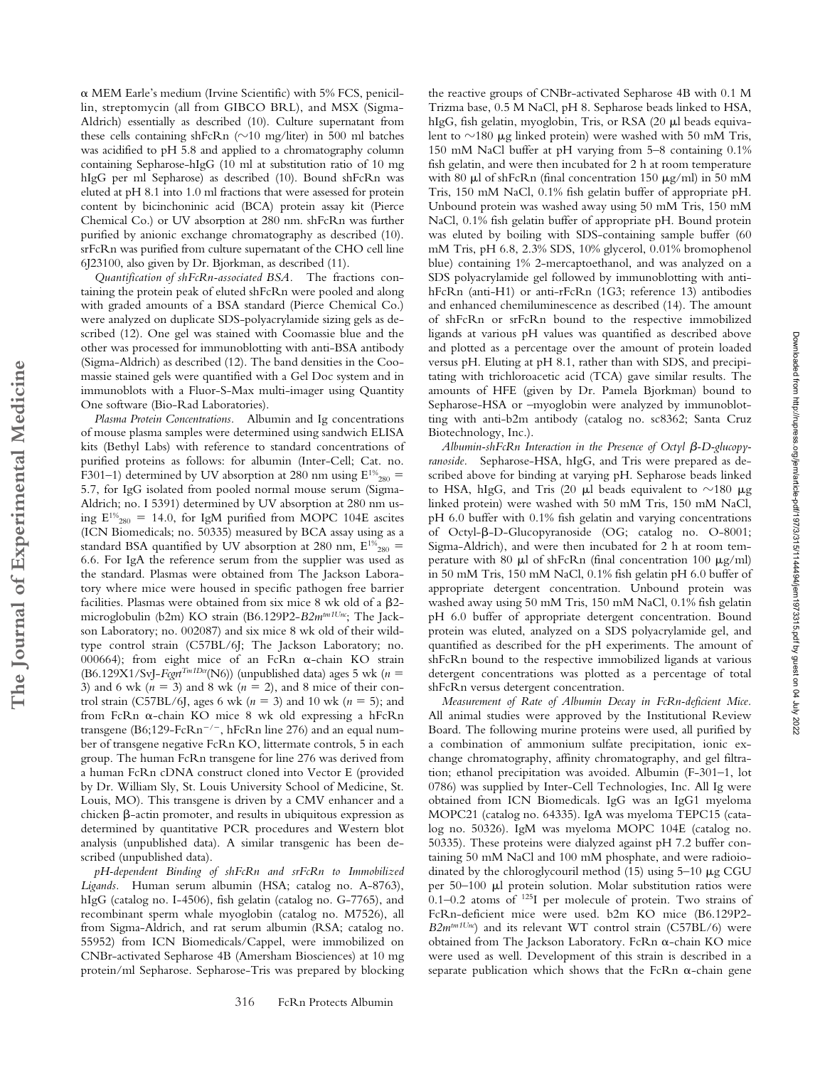α MEM Earle's medium (Irvine Scientific) with 5% FCS, penicillin, streptomycin (all from GIBCO BRL), and MSX (Sigma-Aldrich) essentially as described (10). Culture supernatant from these cells containing shFcRn (∼10 mg/liter) in 500 ml batches was acidified to pH 5.8 and applied to a chromatography column containing Sepharose-hIgG (10 ml at substitution ratio of 10 mg hIgG per ml Sepharose) as described (10). Bound shFcRn was eluted at pH 8.1 into 1.0 ml fractions that were assessed for protein content by bicinchoninic acid (BCA) protein assay kit (Pierce Chemical Co.) or UV absorption at 280 nm. shFcRn was further purified by anionic exchange chromatography as described (10). srFcRn was purified from culture supernatant of the CHO cell line 6J23100, also given by Dr. Bjorkman, as described (11).

*Quantification of shFcRn-associated BSA.* The fractions containing the protein peak of eluted shFcRn were pooled and along with graded amounts of a BSA standard (Pierce Chemical Co.) were analyzed on duplicate SDS-polyacrylamide sizing gels as described (12). One gel was stained with Coomassie blue and the other was processed for immunoblotting with anti-BSA antibody (Sigma-Aldrich) as described (12). The band densities in the Coomassie stained gels were quantified with a Gel Doc system and in immunoblots with a Fluor-S-Max multi-imager using Quantity One software (Bio-Rad Laboratories).

*Plasma Protein Concentrations.* Albumin and Ig concentrations of mouse plasma samples were determined using sandwich ELISA kits (Bethyl Labs) with reference to standard concentrations of purified proteins as follows: for albumin (Inter-Cell; Cat. no. F301–1) determined by UV absorption at 280 nm using $E^{1\%}_{280}$ = 5.7, for IgG isolated from pooled normal mouse serum (Sigma-Aldrich; no. I 5391) determined by UV absorption at 280 nm using $E^{1\%}_{280}$ = 14.0, for IgM purified from MOPC 104E ascites (ICN Biomedicals; no. 50335) measured by BCA assay using as a standard BSA quantified by UV absorption at 280 nm, $E^{1\%}_{280}$ = 6.6. For IgA the reference serum from the supplier was used as the standard. Plasmas were obtained from The Jackson Laboratory where mice were housed in specific pathogen free barrier facilities. Plasmas were obtained from six mice 8 wk old of a β2-microglobulin (b2m) KO strain (B6.129P2-*B2m<sup>tm1Unc</sup>*; The Jackson Laboratory; no. 002087) and six mice 8 wk old of their wild-type control strain (C57BL/6J; The Jackson Laboratory; no. 000664); from eight mice of an FcRn α-chain KO strain (B6.129X1/SvJ-*Fcgrt<sup>Tm1Dcr</sup>*(N6)) (unpublished data) ages 5 wk ($n$ = 3) and 6 wk ($n$ = 3) and 8 wk ($n$ = 2), and 8 mice of their control strain (C57BL/6J, ages 6 wk ($n$ = 3) and 10 wk ($n$ = 5); and from FcRn α-chain KO mice 8 wk old expressing a hFcRn transgene (B6;129-FcRn$^{-/-}$, hFcRn line 276) and an equal number of transgene negative FcRn KO, littermate controls, 5 in each group. The human FcRn transgene for line 276 was derived from a human FcRn cDNA construct cloned into Vector E (provided by Dr. William Sly, St. Louis University School of Medicine, St. Louis, MO). This transgene is driven by a CMV enhancer and a chicken β-actin promoter, and results in ubiquitous expression as determined by quantitative PCR procedures and Western blot analysis (unpublished data). A similar transgenic has been described (unpublished data).

*pH-dependent Binding of shFcRn and srFcRn to Immobilized Ligands.* Human serum albumin (HSA; catalog no. A-8763), hIgG (catalog no. I-4506), fish gelatin (catalog no. G-7765), and recombinant sperm whale myoglobin (catalog no. M7526), all from Sigma-Aldrich, and rat serum albumin (RSA; catalog no. 55952) from ICN Biomedicals/Cappel, were immobilized on CNBr-activated Sepharose 4B (Amersham Biosciences) at 10 mg protein/ml Sepharose. Sepharose-Tris was prepared by blocking the reactive groups of CNBr-activated Sepharose 4B with 0.1 M Trizma base, 0.5 M NaCl, pH 8. Sepharose beads linked to HSA, hIgG, fish gelatin, myoglobin, Tris, or RSA (20 μl beads equivalent to ∼180 μg linked protein) were washed with 50 mM Tris, 150 mM NaCl buffer at pH varying from 5–8 containing 0.1% fish gelatin and were then incubated for 2 h at room temperature with 80 μl of shFcRn (final concentration 150 μg/ml) in 50 mM Tris, 150 mM NaCl, 0.1% fish gelatin buffer of appropriate pH. Unbound protein was washed away using 50 mM Tris, 150 mM NaCl, 0.1% fish gelatin buffer of appropriate pH. Bound protein was eluted by boiling with SDS-containing sample buffer (60 mM Tris, pH 6.8, 2.3% SDS, 10% glycerol, 0.01% bromophenol blue) containing 1% 2-mercaptoethanol, and was analyzed on a SDS polyacrylamide gel followed by immunoblotting with anti-hFcRn (anti-H1) or anti-rFcRn (1G3; reference 13) antibodies and enhanced chemiluminescence as described (14). The amount of shFcRn or srFcRn bound to the respective immobilized ligands at various pH values was quantified as described above and plotted as a percentage over the amount of protein loaded versus pH. Eluting at pH 8.1, rather than with SDS, and precipitating with trichloroacetic acid (TCA) gave similar results. The amounts of HFE (given by Dr. Pamela Bjorkman) bound to Sepharose-HSA or –myoglobin were analyzed by immunoblotting with anti-b2m antibody (catalog no. sc8362; Santa Cruz Biotechnology, Inc.).

*Albumin-shFcRn Interaction in the Presence of Octyl β-D-glucopyranoside.* Sepharose-HSA, hIgG, and Tris were prepared as described above for binding at varying pH. Sepharose beads linked to HSA, hIgG, and Tris (20 μl beads equivalent to ∼180 μg linked protein) were washed with 50 mM Tris, 150 mM NaCl, pH 6.0 buffer with 0.1% fish gelatin and varying concentrations of Octyl-β-D-Glucopyranoside (OG; catalog no. O-8001; Sigma-Aldrich), and were then incubated for 2 h at room temperature with 80 μl of shFcRn (final concentration 100 μg/ml) in 50 mM Tris, 150 mM NaCl, 0.1% fish gelatin pH 6.0 buffer of appropriate detergent concentration. Unbound protein was washed away using 50 mM Tris, 150 mM NaCl, 0.1% fish gelatin pH 6.0 buffer of appropriate detergent concentration. Bound protein was eluted, analyzed on a SDS polyacrylamide gel, and quantified as described for the pH experiments. The amount of shFcRn bound to the respective immobilized ligands at various detergent concentrations was plotted as a percentage of total shFcRn versus detergent concentration.

*Measurement of Rate of Albumin Decay in FcRn-deficient Mice.* All animal studies were approved by the Institutional Review Board. The following murine proteins were used, all purified by a combination of ammonium sulfate precipitation, ionic exchange chromatography, affinity chromatography, and gel filtration; ethanol precipitation was avoided. Albumin (F-301–1, lot 0786) was supplied by Inter-Cell Technologies, Inc. All Ig were obtained from ICN Biomedicals. IgG was an IgG1 myeloma MOPC21 (catalog no. 64335). IgA was myeloma TEPC15 (catalog no. 50326). IgM was myeloma MOPC 104E (catalog no. 50335). These proteins were dialyzed against pH 7.2 buffer containing 50 mM NaCl and 100 mM phosphate, and were radioiodinated by the chloroglycouril method (15) using 5–10 μg CGU per 50–100 μl protein solution. Molar substitution ratios were 0.1–0.2 atoms of $^{125}$I per molecule of protein. Two strains of FcRn-deficient mice were used. b2m KO mice (B6.129P2-*B2m<sup>tm1Unc</sup>*) and its relevant WT control strain (C57BL/6) were obtained from The Jackson Laboratory. FcRn α-chain KO mice were used as well. Development of this strain is described in a separate publication which shows that the FcRn α-chain gene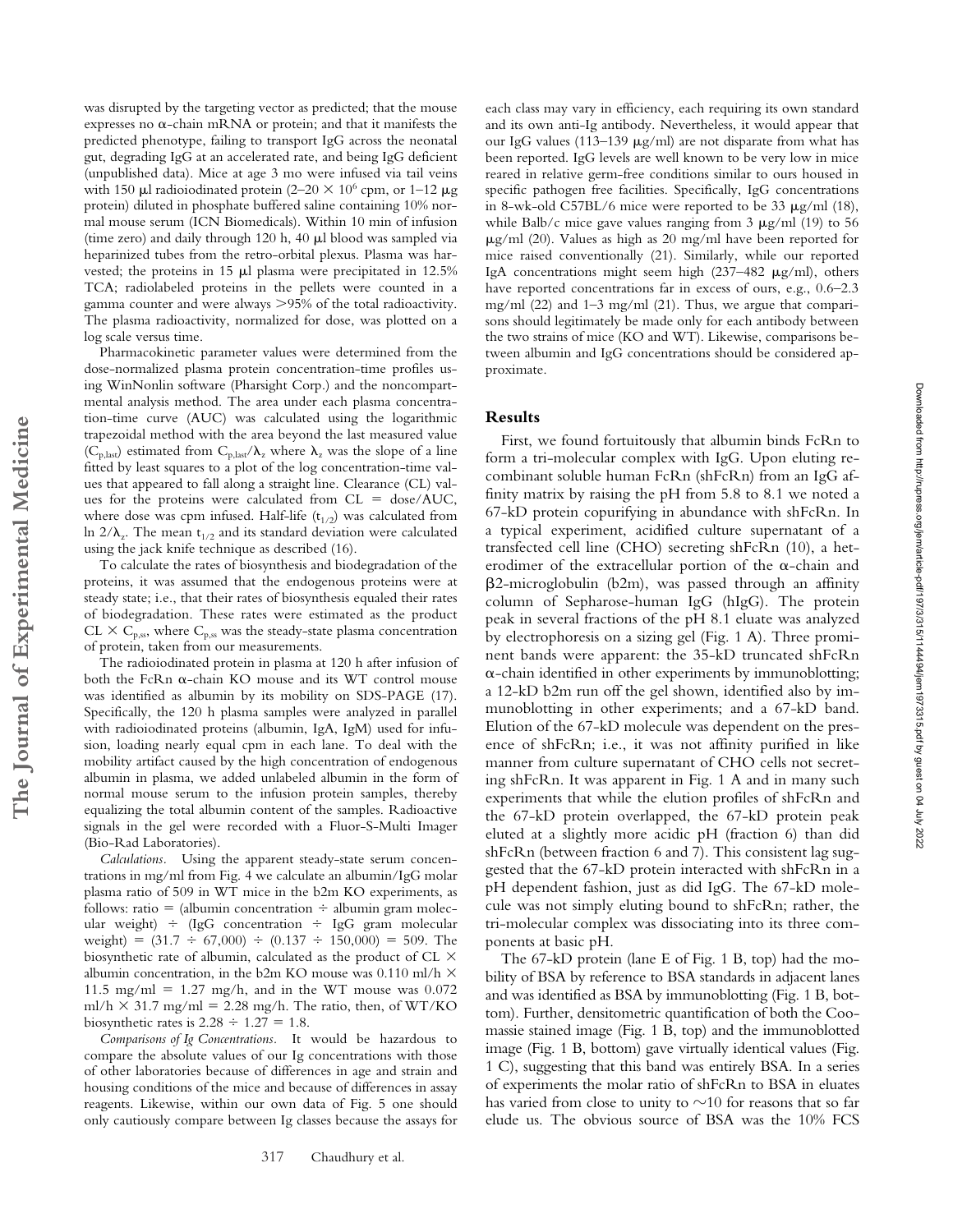was disrupted by the targeting vector as predicted; that the mouse expresses no α-chain mRNA or protein; and that it manifests the predicted phenotype, failing to transport IgG across the neonatal gut, degrading IgG at an accelerated rate, and being IgG deficient (unpublished data). Mice at age 3 mo were infused via tail veins with 150 μl radioiodinated protein ($2–20 \times 10^6$ cpm, or 1–12 μg protein) diluted in phosphate buffered saline containing 10% normal mouse serum (ICN Biomedicals). Within 10 min of infusion (time zero) and daily through 120 h, 40 μl blood was sampled via heparinized tubes from the retro-orbital plexus. Plasma was harvested; the proteins in 15 μl plasma were precipitated in 12.5% TCA; radiolabeled proteins in the pellets were counted in a gamma counter and were always >95% of the total radioactivity. The plasma radioactivity, normalized for dose, was plotted on a log scale versus time.

Pharmacokinetic parameter values were determined from the dose-normalized plasma protein concentration-time profiles using WinNonlin software (Pharsight Corp.) and the noncompartmental analysis method. The area under each plasma concentration-time curve (AUC) was calculated using the logarithmic trapezoidal method with the area beyond the last measured value ($C_{p,last}$) estimated from $C_{p,last}/\lambda_z$ where $\lambda_z$ was the slope of a line fitted by least squares to a plot of the log concentration-time values that appeared to fall along a straight line. Clearance (CL) values for the proteins were calculated from CL = dose/AUC, where dose was cpm infused. Half-life ($t_{1/2}$) was calculated from ln $2/\lambda_z$. The mean $t_{1/2}$ and its standard deviation were calculated using the jack knife technique as described (16).

To calculate the rates of biosynthesis and biodegradation of the proteins, it was assumed that the endogenous proteins were at steady state; i.e., that their rates of biosynthesis equaled their rates of biodegradation. These rates were estimated as the product $CL \times C_{p,ss}$, where $C_{p,ss}$ was the steady-state plasma concentration of protein, taken from our measurements.

The radioiodinated protein in plasma at 120 h after infusion of both the FcRn α-chain KO mouse and its WT control mouse was identified as albumin by its mobility on SDS-PAGE (17). Specifically, the 120 h plasma samples were analyzed in parallel with radioiodinated proteins (albumin, IgA, IgM) used for infusion, loading nearly equal cpm in each lane. To deal with the mobility artifact caused by the high concentration of endogenous albumin in plasma, we added unlabeled albumin in the form of normal mouse serum to the infusion protein samples, thereby equalizing the total albumin content of the samples. Radioactive signals in the gel were recorded with a Fluor-S-Multi Imager (Bio-Rad Laboratories).

*Calculations.* Using the apparent steady-state serum concentrations in mg/ml from Fig. 4 we calculate an albumin/IgG molar plasma ratio of 509 in WT mice in the b2m KO experiments, as follows: ratio = (albumin concentration ÷ albumin gram molecular weight) ÷ (IgG concentration ÷ IgG gram molecular weight) = (31.7 ÷ 67,000) ÷ (0.137 ÷ 150,000) = 509. The biosynthetic rate of albumin, calculated as the product of CL × albumin concentration, in the b2m KO mouse was 0.110 ml/h × 11.5 mg/ml = 1.27 mg/h, and in the WT mouse was 0.072 ml/h × 31.7 mg/ml = 2.28 mg/h. The ratio, then, of WT/KO biosynthetic rates is 2.28 ÷ 1.27 = 1.8.

*Comparisons of Ig Concentrations.* It would be hazardous to compare the absolute values of our Ig concentrations with those of other laboratories because of differences in age and strain and housing conditions of the mice and because of differences in assay reagents. Likewise, within our own data of Fig. 5 one should only cautiously compare between Ig classes because the assays for each class may vary in efficiency, each requiring its own standard and its own anti-Ig antibody. Nevertheless, it would appear that our IgG values (113–139 μg/ml) are not disparate from what has been reported. IgG levels are well known to be very low in mice reared in relative germ-free conditions similar to ours housed in specific pathogen free facilities. Specifically, IgG concentrations in 8-wk-old C57BL/6 mice were reported to be 33 μg/ml (18), while Balb/c mice gave values ranging from 3 μg/ml (19) to 56 μg/ml (20). Values as high as 20 mg/ml have been reported for mice raised conventionally (21). Similarly, while our reported IgA concentrations might seem high (237–482 μg/ml), others have reported concentrations far in excess of ours, e.g., 0.6–2.3 mg/ml (22) and 1–3 mg/ml (21). Thus, we argue that comparisons should legitimately be made only for each antibody between the two strains of mice (KO and WT). Likewise, comparisons between albumin and IgG concentrations should be considered approximate.

## Results

First, we found fortuitously that albumin binds FcRn to form a tri-molecular complex with IgG. Upon eluting recombinant soluble human FcRn (shFcRn) from an IgG affinity matrix by raising the pH from 5.8 to 8.1 we noted a 67-kD protein copurifying in abundance with shFcRn. In a typical experiment, acidified culture supernatant of a transfected cell line (CHO) secreting shFcRn (10), a heterodimer of the extracellular portion of the α-chain and β2-microglobulin (b2m), was passed through an affinity column of Sepharose-human IgG (hIgG). The protein peak in several fractions of the pH 8.1 eluate was analyzed by electrophoresis on a sizing gel (Fig. 1 A). Three prominent bands were apparent: the 35-kD truncated shFcRn α-chain identified in other experiments by immunoblotting; a 12-kD b2m run off the gel shown, identified also by immunoblotting in other experiments; and a 67-kD band. Elution of the 67-kD molecule was dependent on the presence of shFcRn; i.e., it was not affinity purified in like manner from culture supernatant of CHO cells not secreting shFcRn. It was apparent in Fig. 1 A and in many such experiments that while the elution profiles of shFcRn and the 67-kD protein overlapped, the 67-kD protein peak eluted at a slightly more acidic pH (fraction 6) than did shFcRn (between fraction 6 and 7). This consistent lag suggested that the 67-kD protein interacted with shFcRn in a pH dependent fashion, just as did IgG. The 67-kD molecule was not simply eluting bound to shFcRn; rather, the tri-molecular complex was dissociating into its three components at basic pH.

The 67-kD protein (lane E of Fig. 1 B, top) had the mobility of BSA by reference to BSA standards in adjacent lanes and was identified as BSA by immunoblotting (Fig. 1 B, bottom). Further, densitometric quantification of both the Coomassie stained image (Fig. 1 B, top) and the immunoblotted image (Fig. 1 B, bottom) gave virtually identical values (Fig. 1 C), suggesting that this band was entirely BSA. In a series of experiments the molar ratio of shFcRn to BSA in eluates has varied from close to unity to ~10 for reasons that so far elude us. The obvious source of BSA was the 10% FCS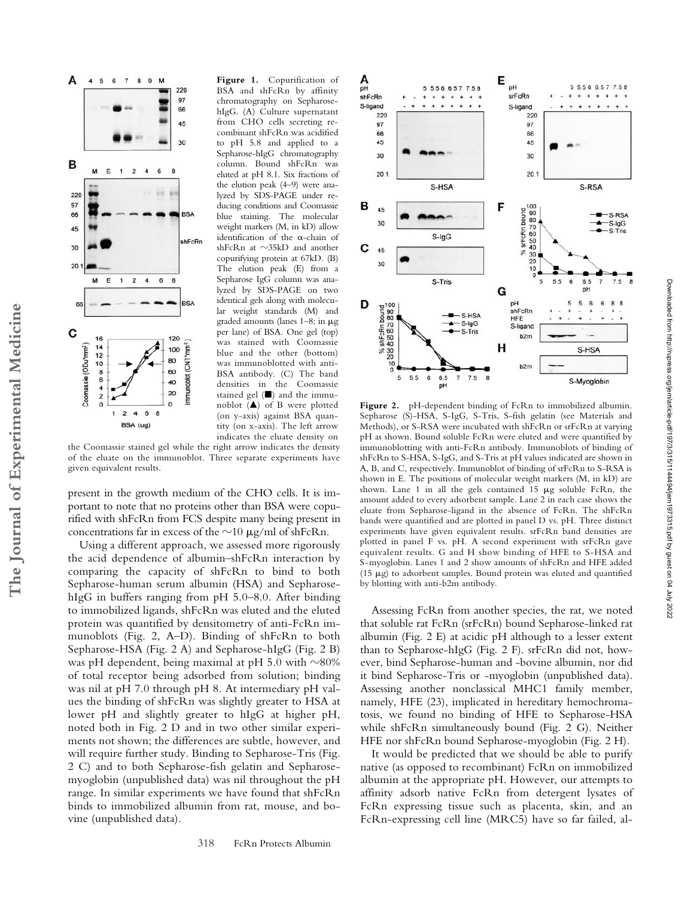**Figure 1.** Copurification of BSA and shFcRn by affinity chromatography on Sepharose-hIgG. (A) Culture supernatant from CHO cells secreting recombinant shFcRn was acidified to pH 5.8 and applied to a Sepharose-hIgG chromatography column. Bound shFcRn was eluted at pH 8.1. Six fractions of the elution peak (4–9) were analyzed by SDS-PAGE under reducing conditions and Coomassie blue staining. The molecular weight markers (M, in kD) allow identification of the α-chain of shFcRn at ~35kD and another copurifying protein at 67kD. (B) The elution peak (E) from a Sepharose IgG column was analyzed by SDS-PAGE on two identical gels along with molecular weight standards (M) and graded amounts (lanes 1–8; in μg per lane) of BSA. One gel (top) was stained with Coomassie blue and the other (bottom) was immunoblotted with anti-BSA antibody. (C) The band densities in the Coomassie stained gel (■) and the immunoblot (▲) of B were plotted (on y-axis) against BSA quantity (on x-axis). The left arrow indicates the eluate density on the Coomassie stained gel while the right arrow indicates the density of the eluate on the immunoblot. Three separate experiments have given equivalent results.

present in the growth medium of the CHO cells. It is important to note that no proteins other than BSA were copurified with shFcRn from FCS despite many being present in concentrations far in excess of the ~10 μg/ml of shFcRn.

Using a different approach, we assessed more rigorously the acid dependence of albumin–shFcRn interaction by comparing the capacity of shFcRn to bind to both Sepharose-human serum albumin (HSA) and Sepharose-hIgG in buffers ranging from pH 5.0–8.0. After binding to immobilized ligands, shFcRn was eluted and the eluted protein was quantified by densitometry of anti-FcRn immunoblots (Fig. 2, A–D). Binding of shFcRn to both Sepharose-HSA (Fig. 2 A) and Sepharose-hIgG (Fig. 2 B) was pH dependent, being maximal at pH 5.0 with ~80% of total receptor being adsorbed from solution; binding was nil at pH 7.0 through pH 8. At intermediary pH values the binding of shFcRn was slightly greater to HSA at lower pH and slightly greater to hIgG at higher pH, noted both in Fig. 2 D and in two other similar experiments not shown; the differences are subtle, however, and will require further study. Binding to Sepharose-Tris (Fig. 2 C) and to both Sepharose-fish gelatin and Sepharose-myoglobin (unpublished data) was nil throughout the pH range. In similar experiments we have found that shFcRn binds to immobilized albumin from rat, mouse, and bovine (unpublished data).

**Figure 2.** pH-dependent binding of FcRn to immobilized albumin. Sepharose (S)-HSA, S-IgG, S-Tris, S-fish gelatin (see Materials and Methods), or S-RSA were incubated with shFcRn or srFcRn at varying pH as shown. Bound soluble FcRn were eluted and were quantified by immunoblotting with anti-FcRn antibody. Immunoblots of binding of shFcRn to S-HSA, S-IgG, and S-Tris at pH values indicated are shown in A, B, and C, respectively. Immunoblot of binding of srFcRn to S-RSA is shown in E. The positions of molecular weight markers (M, in kD) are shown. Lane 1 in all the gels contained 15 μg soluble FcRn, the amount added to every adsorbent sample. Lane 2 in each case shows the eluate from Sepharose-ligand in the absence of FcRn. The shFcRn bands were quantified and are plotted in panel D vs. pH. Three distinct experiments have given equivalent results. srFcRn band densities are plotted in panel F vs. pH. A second experiment with srFcRn gave equivalent results. G and H show binding of HFE to S-HSA and S-myoglobin. Lanes 1 and 2 show amounts of shFcRn and HFE added (15 μg) to adsorbent samples. Bound protein was eluted and quantified by blotting with anti-b2m antibody.

Assessing FcRn from another species, the rat, we noted that soluble rat FcRn (srFcRn) bound Sepharose-linked rat albumin (Fig. 2 E) at acidic pH although to a lesser extent than to Sepharose-hIgG (Fig. 2 F). srFcRn did not, however, bind Sepharose-human and -bovine albumin, nor did it bind Sepharose-Tris or -myoglobin (unpublished data). Assessing another nonclassical MHC1 family member, namely, HFE (23), implicated in hereditary hemochromatosis, we found no binding of HFE to Sepharose-HSA while shFcRn simultaneously bound (Fig. 2 G). Neither HFE nor shFcRn bound Sepharose-myoglobin (Fig. 2 H).

It would be predicted that we should be able to purify native (as opposed to recombinant) FcRn on immobilized albumin at the appropriate pH. However, our attempts to affinity adsorb native FcRn from detergent lysates of FcRn expressing tissue such as placenta, skin, and an FcRn-expressing cell line (MRC5) have so far failed, al-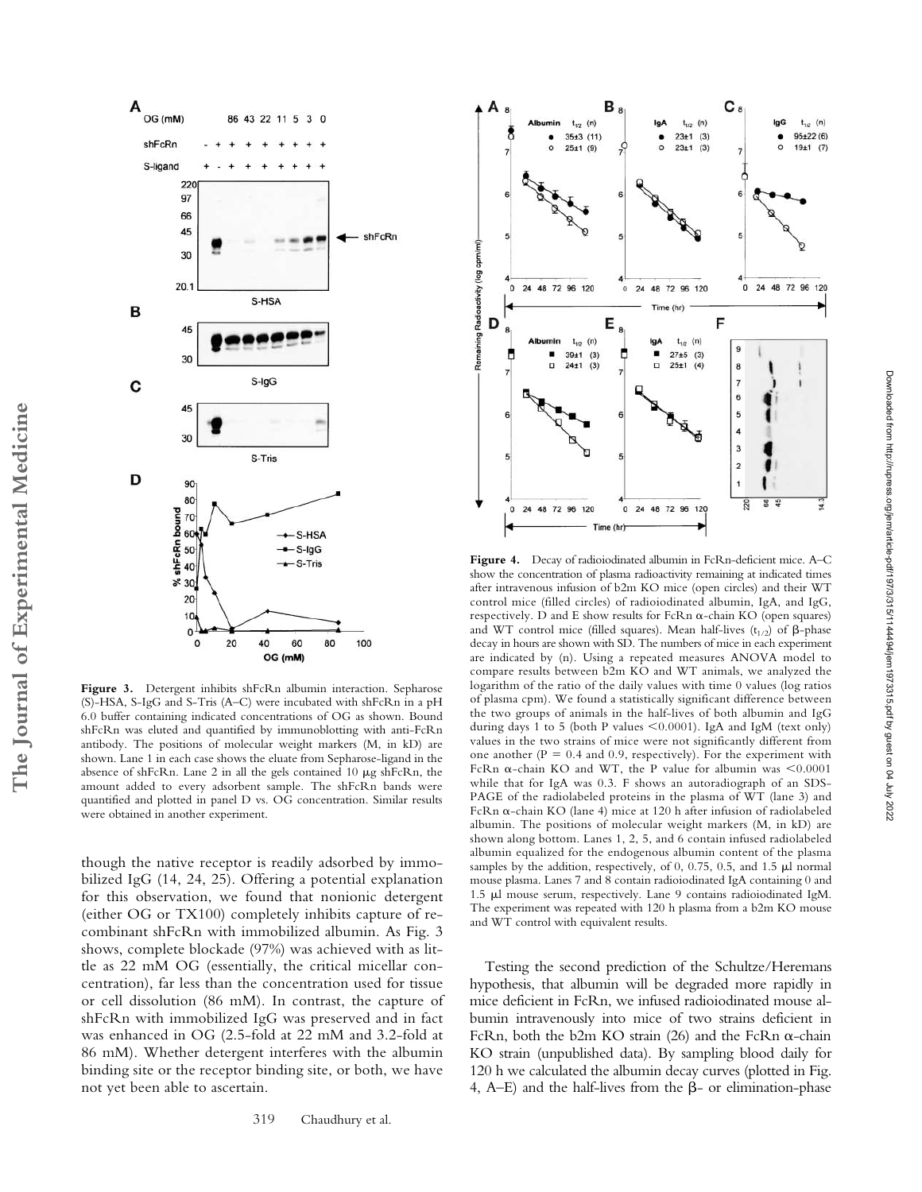**Figure 3.** Detergent inhibits shFcRn albumin interaction. Sepharose (S)-HSA, S-IgG and S-Tris (A–C) were incubated with shFcRn in a pH 6.0 buffer containing indicated concentrations of OG as shown. Bound shFcRn was eluted and quantified by immunoblotting with anti-FcRn antibody. The positions of molecular weight markers (M, in kD) are shown. Lane 1 in each case shows the eluate from Sepharose-ligand in the absence of shFcRn. Lane 2 in all the gels contained 10 μg shFcRn, the amount added to every adsorbent sample. The shFcRn bands were quantified and plotted in panel D vs. OG concentration. Similar results were obtained in another experiment.

**Figure 4.** Decay of radioiodinated albumin in FcRn-deficient mice. A–C show the concentration of plasma radioactivity remaining at indicated times after intravenous infusion of b2m KO mice (open circles) and their WT control mice (filled circles) of radioiodinated albumin, IgA, and IgG, respectively. D and E show results for FcRn α-chain KO (open squares) and WT control mice (filled squares). Mean half-lives ($t_{1/2}$) of β-phase decay in hours are shown with SD. The numbers of mice in each experiment are indicated by (n). Using a repeated measures ANOVA model to compare results between b2m KO and WT animals, we analyzed the logarithm of the ratio of the daily values with time 0 values (log ratios of plasma cpm). We found a statistically significant difference between the two groups of animals in the half-lives of both albumin and IgG during days 1 to 5 (both P values <0.0001). IgA and IgM (text only) values in the two strains of mice were not significantly different from one another (P = 0.4 and 0.9, respectively). For the experiment with FcRn α-chain KO and WT, the P value for albumin was <0.0001 while that for IgA was 0.3. F shows an autoradiograph of an SDS-PAGE of the radiolabeled proteins in the plasma of WT (lane 3) and FcRn α-chain KO (lane 4) mice at 120 h after infusion of radiolabeled albumin. The positions of molecular weight markers (M, in kD) are shown along bottom. Lanes 1, 2, 5, and 6 contain infused radiolabeled albumin equalized for the endogenous albumin content of the plasma samples by the addition, respectively, of 0, 0.75, 0.5, and 1.5 μl normal mouse plasma. Lanes 7 and 8 contain radioiodinated IgA containing 0 and 1.5 μl mouse serum, respectively. Lane 9 contains radioiodinated IgM. The experiment was repeated with 120 h plasma from a b2m KO mouse and WT control with equivalent results.

though the native receptor is readily adsorbed by immobilized IgG (14, 24, 25). Offering a potential explanation for this observation, we found that nonionic detergent (either OG or TX100) completely inhibits capture of recombinant shFcRn with immobilized albumin. As Fig. 3 shows, complete blockade (97%) was achieved with as little as 22 mM OG (essentially, the critical micellar concentration), far less than the concentration used for tissue or cell dissolution (86 mM). In contrast, the capture of shFcRn with immobilized IgG was preserved and in fact was enhanced in OG (2.5-fold at 22 mM and 3.2-fold at 86 mM). Whether detergent interferes with the albumin binding site or the receptor binding site, or both, we have not yet been able to ascertain.

Testing the second prediction of the Schultze/Heremans hypothesis, that albumin will be degraded more rapidly in mice deficient in FcRn, we infused radioiodinated mouse albumin intravenously into mice of two strains deficient in FcRn, both the b2m KO strain (26) and the FcRn α-chain KO strain (unpublished data). By sampling blood daily for 120 h we calculated the albumin decay curves (plotted in Fig. 4, A–E) and the half-lives from the β- or elimination-phase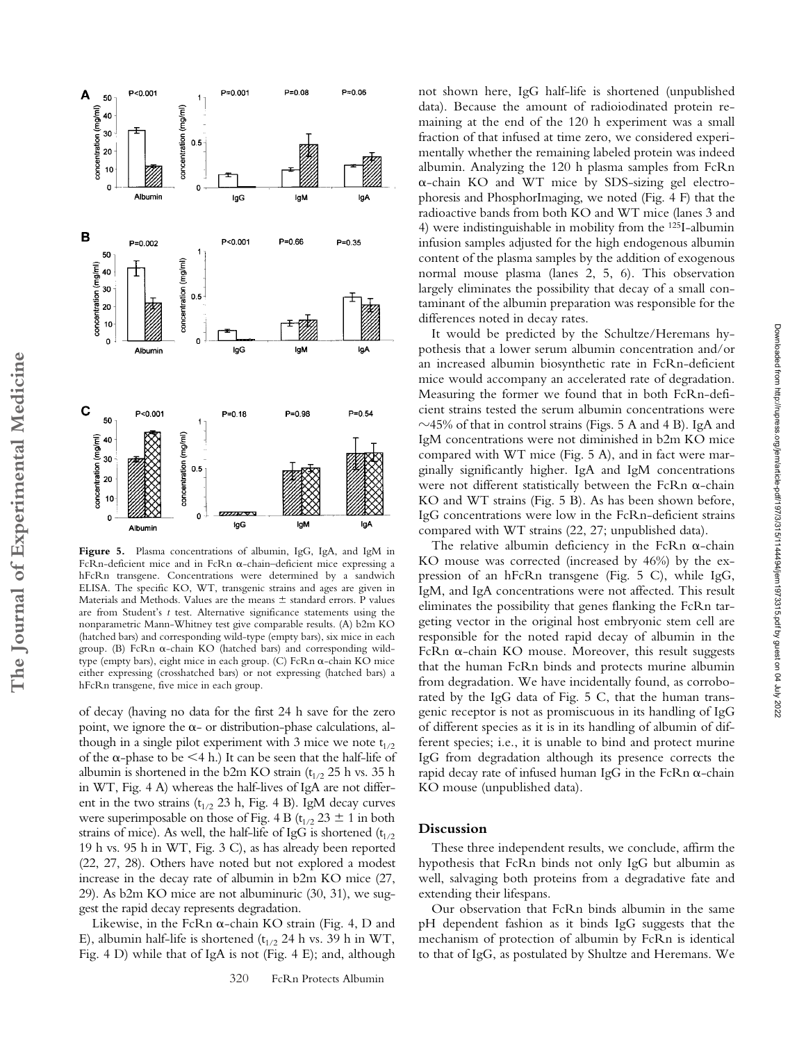**Figure 5.** Plasma concentrations of albumin, IgG, IgA, and IgM in FcRn-deficient mice and in FcRn α-chain–deficient mice expressing a hFcRn transgene. Concentrations were determined by a sandwich ELISA. The specific KO, WT, transgenic strains and ages are given in Materials and Methods. Values are the means ± standard errors. P values are from Student's *t* test. Alternative significance statements using the nonparametric Mann-Whitney test give comparable results. (A) b2m KO (hatched bars) and corresponding wild-type (empty bars), six mice in each group. (B) FcRn α-chain KO (hatched bars) and corresponding wild-type (empty bars), eight mice in each group. (C) FcRn α-chain KO mice either expressing (crosshatched bars) or not expressing (hatched bars) a hFcRn transgene, five mice in each group.

of decay (having no data for the first 24 h save for the zero point, we ignore the α- or distribution-phase calculations, although in a single pilot experiment with 3 mice we note $t_{1/2}$ of the α-phase to be <4 h.) It can be seen that the half-life of albumin is shortened in the b2m KO strain ($t_{1/2}$ 25 h vs. 35 h in WT, Fig. 4 A) whereas the half-lives of IgA are not different in the two strains ($t_{1/2}$ 23 h, Fig. 4 B). IgM decay curves were superimposable on those of Fig. 4 B ($t_{1/2}$ 23 ± 1 in both strains of mice). As well, the half-life of IgG is shortened ($t_{1/2}$ 19 h vs. 95 h in WT, Fig. 3 C), as has already been reported (22, 27, 28). Others have noted but not explored a modest increase in the decay rate of albumin in b2m KO mice (27, 29). As b2m KO mice are not albuminuric (30, 31), we suggest the rapid decay represents degradation.

Likewise, in the FcRn α-chain KO strain (Fig. 4, D and E), albumin half-life is shortened ($t_{1/2}$ 24 h vs. 39 h in WT, Fig. 4 D) while that of IgA is not (Fig. 4 E); and, although not shown here, IgG half-life is shortened (unpublished data). Because the amount of radioiodinated protein remaining at the end of the 120 h experiment was a small fraction of that infused at time zero, we considered experimentally whether the remaining labeled protein was indeed albumin. Analyzing the 120 h plasma samples from FcRn α-chain KO and WT mice by SDS-sizing gel electrophoresis and PhosphorImaging, we noted (Fig. 4 F) that the radioactive bands from both KO and WT mice (lanes 3 and 4) were indistinguishable in mobility from the $^{125}$I-albumin infusion samples adjusted for the high endogenous albumin content of the plasma samples by the addition of exogenous normal mouse plasma (lanes 2, 5, 6). This observation largely eliminates the possibility that decay of a small contaminant of the albumin preparation was responsible for the differences noted in decay rates.

It would be predicted by the Schultze/Heremans hypothesis that a lower serum albumin concentration and/or an increased albumin biosynthetic rate in FcRn-deficient mice would accompany an accelerated rate of degradation. Measuring the former we found that in both FcRn-deficient strains tested the serum albumin concentrations were ~45% of that in control strains (Figs. 5 A and 4 B). IgA and IgM concentrations were not diminished in b2m KO mice compared with WT mice (Fig. 5 A), and in fact were marginally significantly higher. IgA and IgM concentrations were not different statistically between the FcRn α-chain KO and WT strains (Fig. 5 B). As has been shown before, IgG concentrations were low in the FcRn-deficient strains compared with WT strains (22, 27; unpublished data).

The relative albumin deficiency in the FcRn α-chain KO mouse was corrected (increased by 46%) by the expression of an hFcRn transgene (Fig. 5 C), while IgG, IgM, and IgA concentrations were not affected. This result eliminates the possibility that genes flanking the FcRn targeting vector in the original host embryonic stem cell are responsible for the noted rapid decay of albumin in the FcRn α-chain KO mouse. Moreover, this result suggests that the human FcRn binds and protects murine albumin from degradation. We have incidentally found, as corroborated by the IgG data of Fig. 5 C, that the human transgenic receptor is not as promiscuous in its handling of IgG of different species as it is in its handling of albumin of different species; i.e., it is unable to bind and protect murine IgG from degradation although its presence corrects the rapid decay rate of infused human IgG in the FcRn α-chain KO mouse (unpublished data).

## Discussion

These three independent results, we conclude, affirm the hypothesis that FcRn binds not only IgG but albumin as well, salvaging both proteins from a degradative fate and extending their lifespans.

Our observation that FcRn binds albumin in the same pH dependent fashion as it binds IgG suggests that the mechanism of protection of albumin by FcRn is identical to that of IgG, as postulated by Shultze and Heremans. We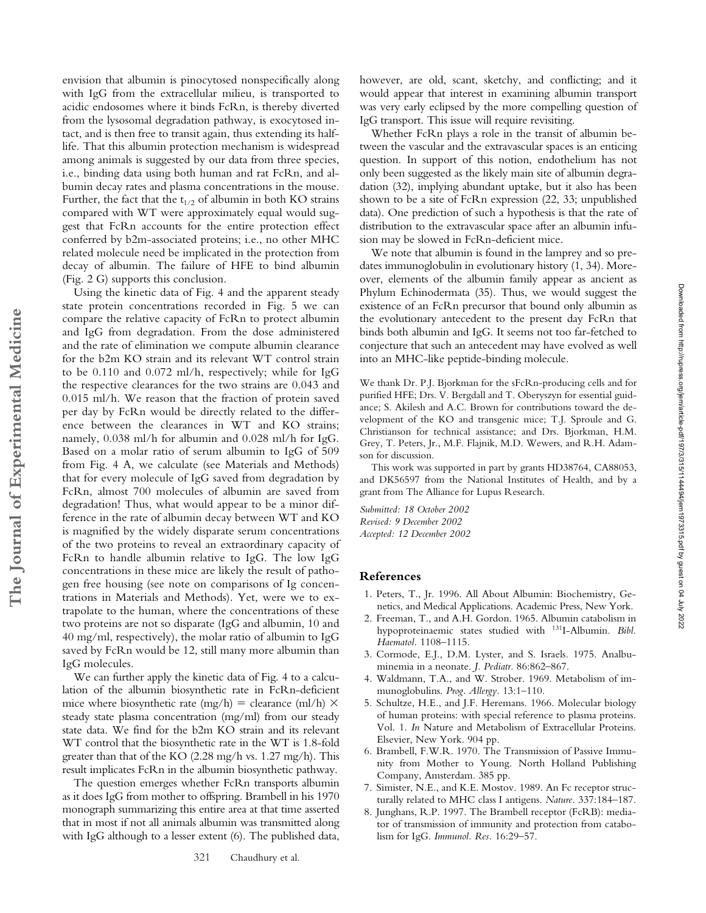envision that albumin is pinocytosed nonspecifically along with IgG from the extracellular milieu, is transported to acidic endosomes where it binds FcRn, is thereby diverted from the lysosomal degradation pathway, is exocytosed intact, and is then free to transit again, thus extending its half-life. That this albumin protection mechanism is widespread among animals is suggested by our data from three species, i.e., binding data using both human and rat FcRn, and albumin decay rates and plasma concentrations in the mouse. Further, the fact that the $t_{1/2}$ of albumin in both KO strains compared with WT were approximately equal would suggest that FcRn accounts for the entire protection effect conferred by b2m-associated proteins; i.e., no other MHC related molecule need be implicated in the protection from decay of albumin. The failure of HFE to bind albumin (Fig. 2 G) supports this conclusion.

Using the kinetic data of Fig. 4 and the apparent steady state protein concentrations recorded in Fig. 5 we can compare the relative capacity of FcRn to protect albumin and IgG from degradation. From the dose administered and the rate of elimination we compute albumin clearance for the b2m KO strain and its relevant WT control strain to be 0.110 and 0.072 ml/h, respectively; while for IgG the respective clearances for the two strains are 0.043 and 0.015 ml/h. We reason that the fraction of protein saved per day by FcRn would be directly related to the difference between the clearances in WT and KO strains; namely, 0.038 ml/h for albumin and 0.028 ml/h for IgG. Based on a molar ratio of serum albumin to IgG of 509 from Fig. 4 A, we calculate (see Materials and Methods) that for every molecule of IgG saved from degradation by FcRn, almost 700 molecules of albumin are saved from degradation! Thus, what would appear to be a minor difference in the rate of albumin decay between WT and KO is magnified by the widely disparate serum concentrations of the two proteins to reveal an extraordinary capacity of FcRn to handle albumin relative to IgG. The low IgG concentrations in these mice are likely the result of pathogen free housing (see note on comparisons of Ig concentrations in Materials and Methods). Yet, were we to extrapolate to the human, where the concentrations of these two proteins are not so disparate (IgG and albumin, 10 and 40 mg/ml, respectively), the molar ratio of albumin to IgG saved by FcRn would be 12, still many more albumin than IgG molecules.

We can further apply the kinetic data of Fig. 4 to a calculation of the albumin biosynthetic rate in FcRn-deficient mice where biosynthetic rate (mg/h) = clearance (ml/h) × steady state plasma concentration (mg/ml) from our steady state data. We find for the b2m KO strain and its relevant WT control that the biosynthetic rate in the WT is 1.8-fold greater than that of the KO (2.28 mg/h vs. 1.27 mg/h). This result implicates FcRn in the albumin biosynthetic pathway.

The question emerges whether FcRn transports albumin as it does IgG from mother to offspring. Brambell in his 1970 monograph summarizing this entire area at that time asserted that in most if not all animals albumin was transmitted along with IgG although to a lesser extent (6). The published data, however, are old, scant, sketchy, and conflicting; and it would appear that interest in examining albumin transport was very early eclipsed by the more compelling question of IgG transport. This issue will require revisiting.

Whether FcRn plays a role in the transit of albumin between the vascular and the extravascular spaces is an enticing question. In support of this notion, endothelium has not only been suggested as the likely main site of albumin degradation (32), implying abundant uptake, but it also has been shown to be a site of FcRn expression (22, 33; unpublished data). One prediction of such a hypothesis is that the rate of distribution to the extravascular space after an albumin infusion may be slowed in FcRn-deficient mice.

We note that albumin is found in the lamprey and so predates immunoglobulin in evolutionary history (1, 34). Moreover, elements of the albumin family appear as ancient as Phylum Echinodermata (35). Thus, we would suggest the existence of an FcRn precursor that bound only albumin as the evolutionary antecedent to the present day FcRn that binds both albumin and IgG. It seems not too far-fetched to conjecture that such an antecedent may have evolved as well into an MHC-like peptide-binding molecule.

We thank Dr. P.J. Bjorkman for the sFcRn-producing cells and for purified HFE; Drs. V. Bergdall and T. Oberyszyn for essential guidance; S. Akilesh and A.C. Brown for contributions toward the development of the KO and transgenic mice; T.J. Sproule and G. Christianson for technical assistance; and Drs. Bjorkman, H.M. Grey, T. Peters, Jr., M.F. Flajnik, M.D. Wewers, and R.H. Adamson for discussion.

This work was supported in part by grants HD38764, CA88053, and DK56597 from the National Institutes of Health, and by a grant from The Alliance for Lupus Research.

*Submitted: 18 October 2002*
*Revised: 9 December 2002*
*Accepted: 12 December 2002*

## References

1. Peters, T., Jr. 1996. All About Albumin: Biochemistry, Genetics, and Medical Applications. Academic Press, New York.
2. Freeman, T., and A.H. Gordon. 1965. Albumin catabolism in hypoproteinaemic states studied with [131]I-Albumin. *Bibl. Haematol.* 1108–1115.
3. Cormode, E.J., D.M. Lyster, and S. Israels. 1975. Analbuminemia in a neonate. *J. Pediatr.* 86:862–867.
4. Waldmann, T.A., and W. Strober. 1969. Metabolism of immunoglobulins. *Prog. Allergy.* 13:1–110.
5. Schultze, H.E., and J.F. Heremans. 1966. Molecular biology of human proteins: with special reference to plasma proteins. Vol. 1. *In* Nature and Metabolism of Extracellular Proteins. Elsevier, New York. 904 pp.
6. Brambell, F.W.R. 1970. The Transmission of Passive Immunity from Mother to Young. North Holland Publishing Company, Amsterdam. 385 pp.
7. Simister, N.E., and K.E. Mostov. 1989. An Fc receptor structurally related to MHC class I antigens. *Nature.* 337:184–187.
8. Junghans, R.P. 1997. The Brambell receptor (FcRB): mediator of transmission of immunity and protection from catabolism for IgG. *Immunol. Res.* 16:29–57.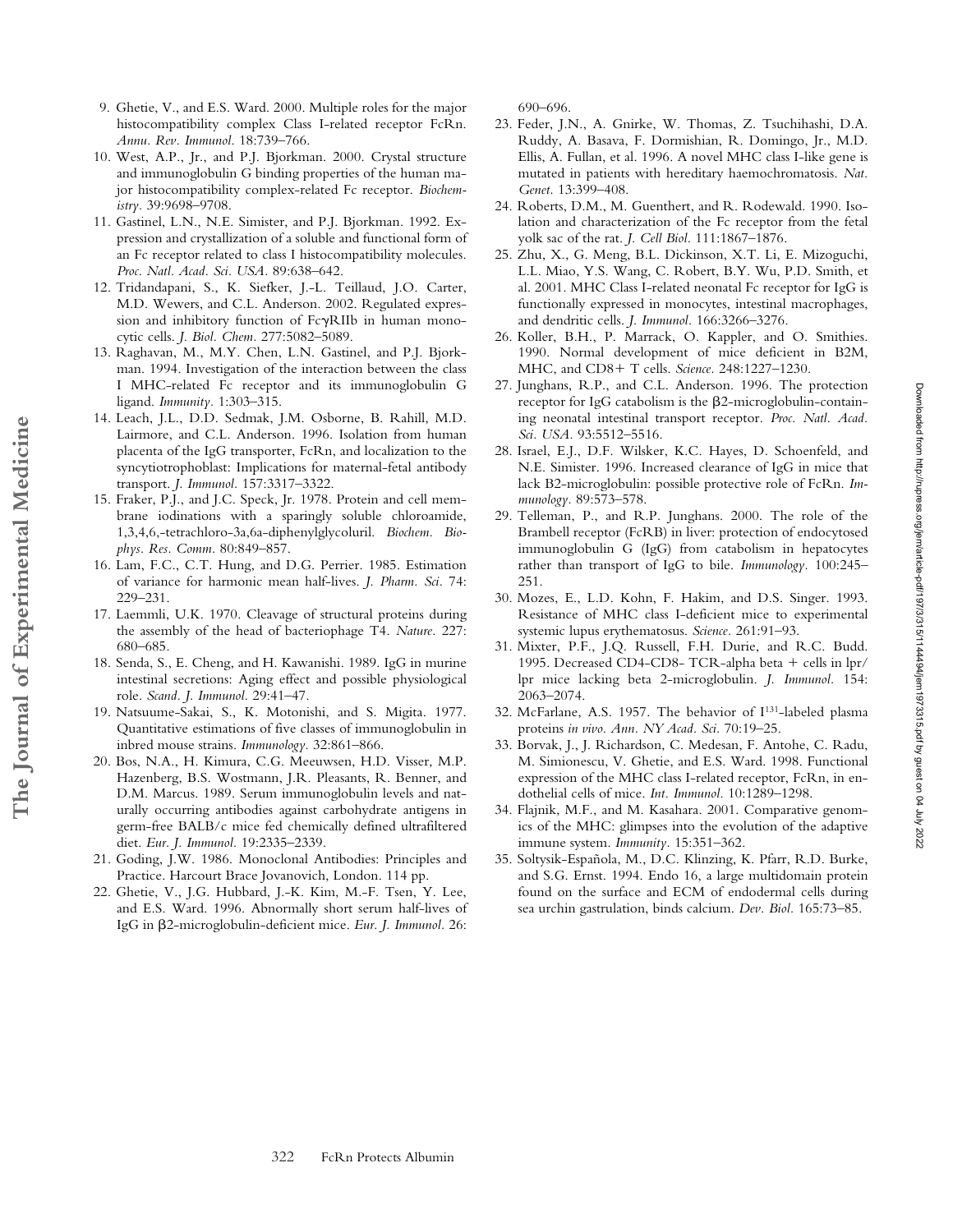9. Ghetie, V., and E.S. Ward. 2000. Multiple roles for the major histocompatibility complex Class I-related receptor FcRn. *Annu. Rev. Immunol.* 18:739–766.
10. West, A.P., Jr., and P.J. Bjorkman. 2000. Crystal structure and immunoglobulin G binding properties of the human major histocompatibility complex-related Fc receptor. *Biochemistry.* 39:9698–9708.
11. Gastinel, L.N., N.E. Simister, and P.J. Bjorkman. 1992. Expression and crystallization of a soluble and functional form of an Fc receptor related to class I histocompatibility molecules. *Proc. Natl. Acad. Sci. USA.* 89:638–642.
12. Tridandapani, S., K. Siefker, J.-L. Teillaud, J.O. Carter, M.D. Wewers, and C.L. Anderson. 2002. Regulated expression and inhibitory function of FcγRIIb in human monocytic cells. *J. Biol. Chem.* 277:5082–5089.
13. Raghavan, M., M.Y. Chen, L.N. Gastinel, and P.J. Bjorkman. 1994. Investigation of the interaction between the class I MHC-related Fc receptor and its immunoglobulin G ligand. *Immunity.* 1:303–315.
14. Leach, J.L., D.D. Sedmak, J.M. Osborne, B. Rahill, M.D. Lairmore, and C.L. Anderson. 1996. Isolation from human placenta of the IgG transporter, FcRn, and localization to the syncytiotrophoblast: Implications for maternal-fetal antibody transport. *J. Immunol.* 157:3317–3322.
15. Fraker, P.J., and J.C. Speck, Jr. 1978. Protein and cell membrane iodinations with a sparingly soluble chloroamide, 1,3,4,6,-tetrachloro-3a,6a-diphenylglycoluril. *Biochem. Biophys. Res. Comm.* 80:849–857.
16. Lam, F.C., C.T. Hung, and D.G. Perrier. 1985. Estimation of variance for harmonic mean half-lives. *J. Pharm. Sci.* 74: 229–231.
17. Laemmli, U.K. 1970. Cleavage of structural proteins during the assembly of the head of bacteriophage T4. *Nature.* 227: 680–685.
18. Senda, S., E. Cheng, and H. Kawanishi. 1989. IgG in murine intestinal secretions: Aging effect and possible physiological role. *Scand. J. Immunol.* 29:41–47.
19. Natsuume-Sakai, S., K. Motonishi, and S. Migita. 1977. Quantitative estimations of five classes of immunoglobulin in inbred mouse strains. *Immunology.* 32:861–866.
20. Bos, N.A., H. Kimura, C.G. Meeuwsen, H.D. Visser, M.P. Hazenberg, B.S. Wostmann, J.R. Pleasants, R. Benner, and D.M. Marcus. 1989. Serum immunoglobulin levels and naturally occurring antibodies against carbohydrate antigens in germ-free BALB/c mice fed chemically defined ultrafiltered diet. *Eur. J. Immunol.* 19:2335–2339.
21. Goding, J.W. 1986. Monoclonal Antibodies: Principles and Practice. Harcourt Brace Jovanovich, London. 114 pp.
22. Ghetie, V., J.G. Hubbard, J.-K. Kim, M.-F. Tsen, Y. Lee, and E.S. Ward. 1996. Abnormally short serum half-lives of IgG in β2-microglobulin-deficient mice. *Eur. J. Immunol.* 26: 690–696.
23. Feder, J.N., A. Gnirke, W. Thomas, Z. Tsuchihashi, D.A. Ruddy, A. Basava, F. Dormishian, R. Domingo, Jr., M.D. Ellis, A. Fullan, et al. 1996. A novel MHC class I-like gene is mutated in patients with hereditary haemochromatosis. *Nat. Genet.* 13:399–408.
24. Roberts, D.M., M. Guenthert, and R. Rodewald. 1990. Isolation and characterization of the Fc receptor from the fetal yolk sac of the rat. *J. Cell Biol.* 111:1867–1876.
25. Zhu, X., G. Meng, B.L. Dickinson, X.T. Li, E. Mizoguchi, L.L. Miao, Y.S. Wang, C. Robert, B.Y. Wu, P.D. Smith, et al. 2001. MHC Class I-related neonatal Fc receptor for IgG is functionally expressed in monocytes, intestinal macrophages, and dendritic cells. *J. Immunol.* 166:3266–3276.
26. Koller, B.H., P. Marrack, O. Kappler, and O. Smithies. 1990. Normal development of mice deficient in B2M, MHC, and CD8+ T cells. *Science.* 248:1227–1230.
27. Junghans, R.P., and C.L. Anderson. 1996. The protection receptor for IgG catabolism is the β2-microglobulin-containing neonatal intestinal transport receptor. *Proc. Natl. Acad. Sci. USA.* 93:5512–5516.
28. Israel, E.J., D.F. Wilsker, K.C. Hayes, D. Schoenfeld, and N.E. Simister. 1996. Increased clearance of IgG in mice that lack B2-microglobulin: possible protective role of FcRn. *Immunology.* 89:573–578.
29. Telleman, P., and R.P. Junghans. 2000. The role of the Brambell receptor (FcRB) in liver: protection of endocytosed immunoglobulin G (IgG) from catabolism in hepatocytes rather than transport of IgG to bile. *Immunology.* 100:245–251.
30. Mozes, E., L.D. Kohn, F. Hakim, and D.S. Singer. 1993. Resistance of MHC class I-deficient mice to experimental systemic lupus erythematosus. *Science.* 261:91–93.
31. Mixter, P.F., J.Q. Russell, F.H. Durie, and R.C. Budd. 1995. Decreased CD4-CD8- TCR-alpha beta + cells in lpr/lpr mice lacking beta 2-microglobulin. *J. Immunol.* 154: 2063–2074.
32. McFarlane, A.S. 1957. The behavior of $I^{131}$-labeled plasma proteins *in vivo*. *Ann. NY Acad. Sci.* 70:19–25.
33. Borvak, J., J. Richardson, C. Medesan, F. Antohe, C. Radu, M. Simionescu, V. Ghetie, and E.S. Ward. 1998. Functional expression of the MHC class I-related receptor, FcRn, in endothelial cells of mice. *Int. Immunol.* 10:1289–1298.
34. Flajnik, M.F., and M. Kasahara. 2001. Comparative genomics of the MHC: glimpses into the evolution of the adaptive immune system. *Immunity.* 15:351–362.
35. Soltysik-Española, M., D.C. Klinzing, K. Pfarr, R.D. Burke, and S.G. Ernst. 1994. Endo 16, a large multidomain protein found on the surface and ECM of endodermal cells during sea urchin gastrulation, binds calcium. *Dev. Biol.* 165:73–85.